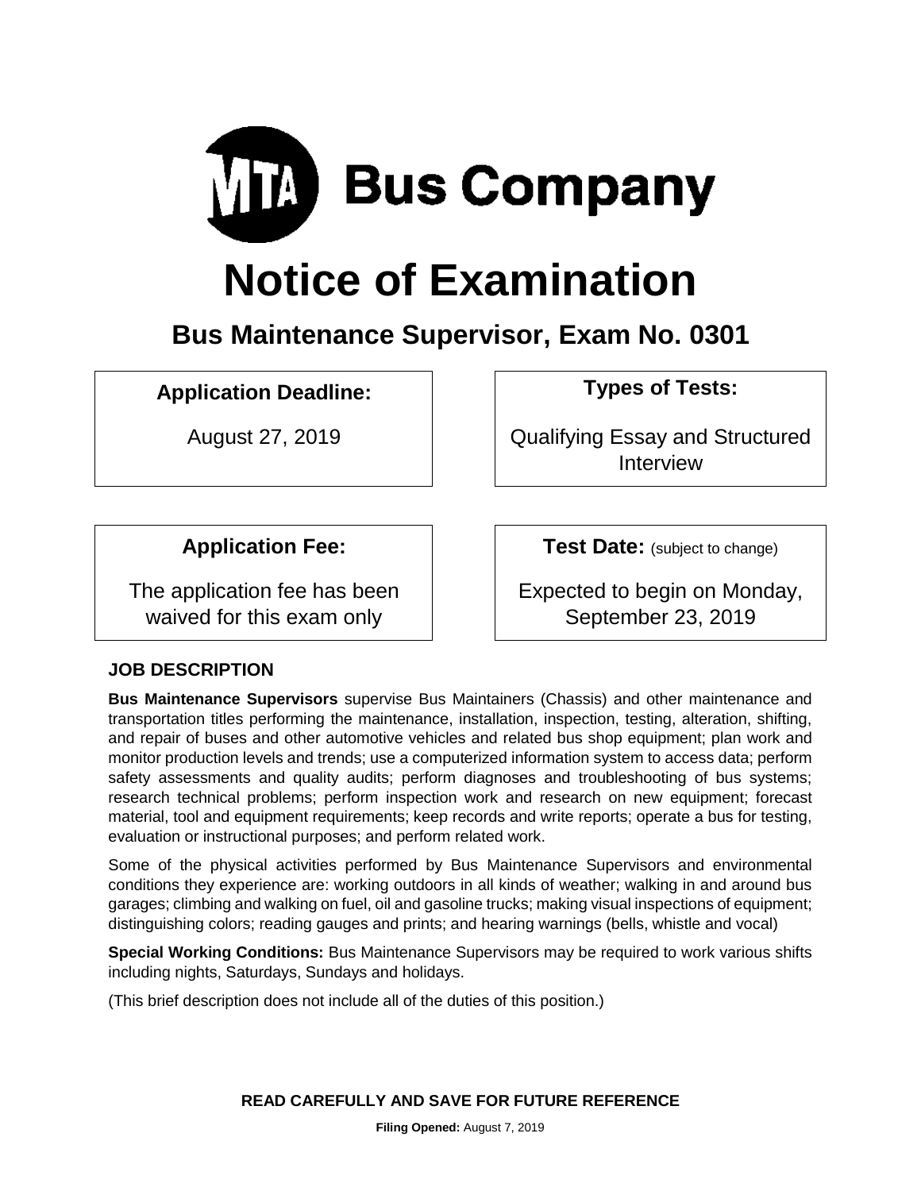# MTA Bus Company

# Notice of Examination

## Bus Maintenance Supervisor, Exam No. 0301

**Application Deadline:**

August 27, 2019

**Types of Tests:**

Qualifying Essay and Structured Interview

**Application Fee:**

The application fee has been waived for this exam only

**Test Date:** (subject to change)

Expected to begin on Monday, September 23, 2019

### JOB DESCRIPTION

**Bus Maintenance Supervisors** supervise Bus Maintainers (Chassis) and other maintenance and transportation titles performing the maintenance, installation, inspection, testing, alteration, shifting, and repair of buses and other automotive vehicles and related bus shop equipment; plan work and monitor production levels and trends; use a computerized information system to access data; perform safety assessments and quality audits; perform diagnoses and troubleshooting of bus systems; research technical problems; perform inspection work and research on new equipment; forecast material, tool and equipment requirements; keep records and write reports; operate a bus for testing, evaluation or instructional purposes; and perform related work.

Some of the physical activities performed by Bus Maintenance Supervisors and environmental conditions they experience are: working outdoors in all kinds of weather; walking in and around bus garages; climbing and walking on fuel, oil and gasoline trucks; making visual inspections of equipment; distinguishing colors; reading gauges and prints; and hearing warnings (bells, whistle and vocal)

**Special Working Conditions:** Bus Maintenance Supervisors may be required to work various shifts including nights, Saturdays, Sundays and holidays.

(This brief description does not include all of the duties of this position.)

**READ CAREFULLY AND SAVE FOR FUTURE REFERENCE**

**Filing Opened:** August 7, 2019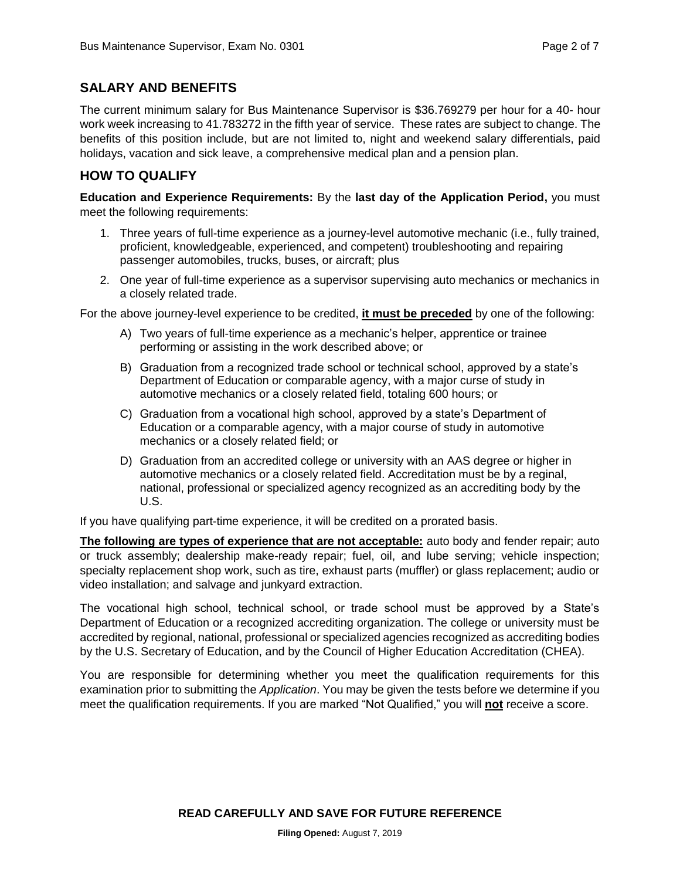## SALARY AND BENEFITS

The current minimum salary for Bus Maintenance Supervisor is $36.769279 per hour for a 40- hour work week increasing to 41.783272 in the fifth year of service. These rates are subject to change. The benefits of this position include, but are not limited to, night and weekend salary differentials, paid holidays, vacation and sick leave, a comprehensive medical plan and a pension plan.

## HOW TO QUALIFY

**Education and Experience Requirements:** By the **last day of the Application Period,** you must meet the following requirements:

1. Three years of full-time experience as a journey-level automotive mechanic (i.e., fully trained, proficient, knowledgeable, experienced, and competent) troubleshooting and repairing passenger automobiles, trucks, buses, or aircraft; plus
2. One year of full-time experience as a supervisor supervising auto mechanics or mechanics in a closely related trade.

For the above journey-level experience to be credited, **<u>it must be preceded</u>** by one of the following:

A) Two years of full-time experience as a mechanic's helper, apprentice or trainee performing or assisting in the work described above; or

B) Graduation from a recognized trade school or technical school, approved by a state's Department of Education or comparable agency, with a major curse of study in automotive mechanics or a closely related field, totaling 600 hours; or

C) Graduation from a vocational high school, approved by a state's Department of Education or a comparable agency, with a major course of study in automotive mechanics or a closely related field; or

D) Graduation from an accredited college or university with an AAS degree or higher in automotive mechanics or a closely related field. Accreditation must be by a reginal, national, professional or specialized agency recognized as an accrediting body by the U.S.

If you have qualifying part-time experience, it will be credited on a prorated basis.

**<u>The following are types of experience that are not acceptable:</u>** auto body and fender repair; auto or truck assembly; dealership make-ready repair; fuel, oil, and lube serving; vehicle inspection; specialty replacement shop work, such as tire, exhaust parts (muffler) or glass replacement; audio or video installation; and salvage and junkyard extraction.

The vocational high school, technical school, or trade school must be approved by a State's Department of Education or a recognized accrediting organization. The college or university must be accredited by regional, national, professional or specialized agencies recognized as accrediting bodies by the U.S. Secretary of Education, and by the Council of Higher Education Accreditation (CHEA).

You are responsible for determining whether you meet the qualification requirements for this examination prior to submitting the *Application*. You may be given the tests before we determine if you meet the qualification requirements. If you are marked "Not Qualified," you will **<u>not</u>** receive a score.

**READ CAREFULLY AND SAVE FOR FUTURE REFERENCE**

**Filing Opened:** August 7, 2019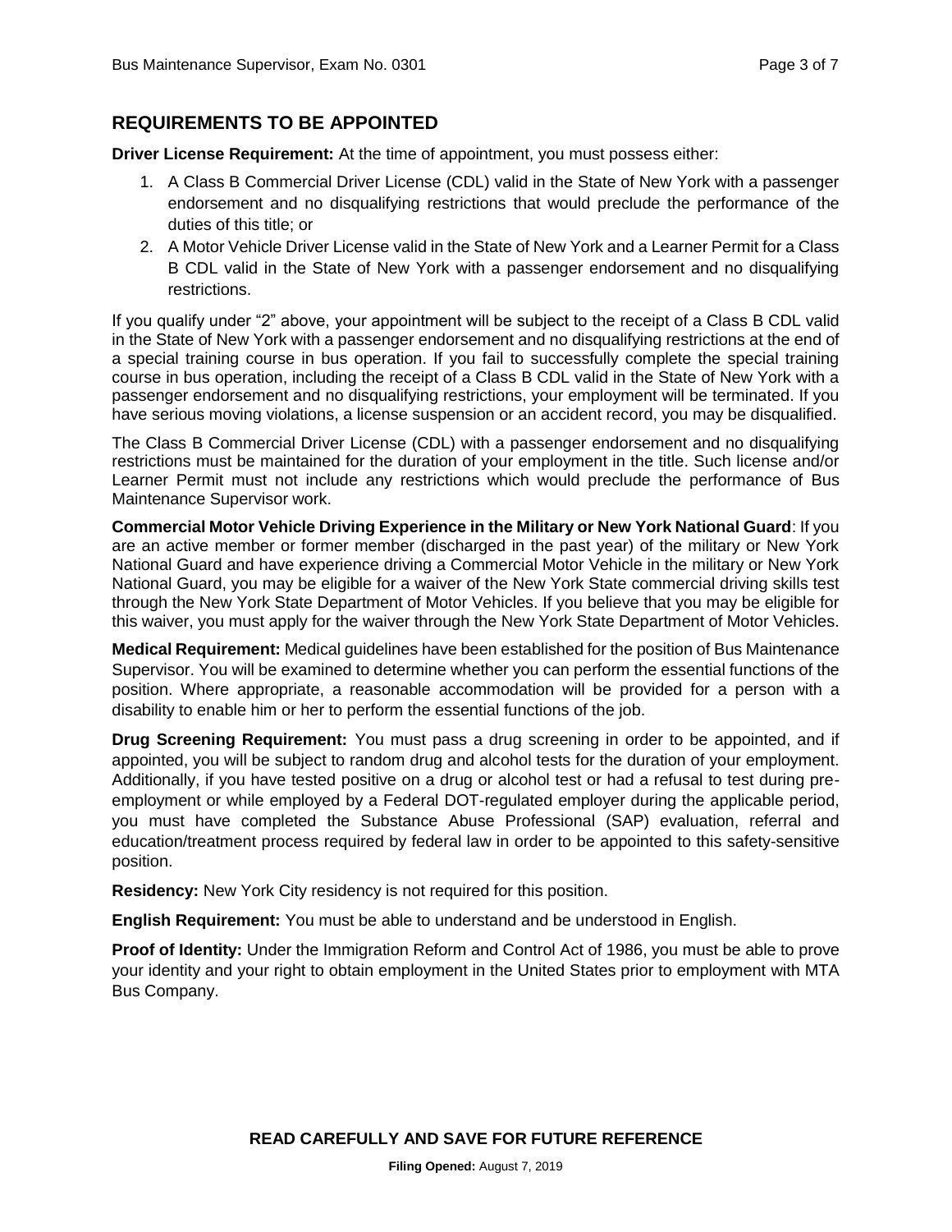## REQUIREMENTS TO BE APPOINTED

**Driver License Requirement:** At the time of appointment, you must possess either:

1. A Class B Commercial Driver License (CDL) valid in the State of New York with a passenger endorsement and no disqualifying restrictions that would preclude the performance of the duties of this title; or
2. A Motor Vehicle Driver License valid in the State of New York and a Learner Permit for a Class B CDL valid in the State of New York with a passenger endorsement and no disqualifying restrictions.

If you qualify under "2" above, your appointment will be subject to the receipt of a Class B CDL valid in the State of New York with a passenger endorsement and no disqualifying restrictions at the end of a special training course in bus operation. If you fail to successfully complete the special training course in bus operation, including the receipt of a Class B CDL valid in the State of New York with a passenger endorsement and no disqualifying restrictions, your employment will be terminated. If you have serious moving violations, a license suspension or an accident record, you may be disqualified.

The Class B Commercial Driver License (CDL) with a passenger endorsement and no disqualifying restrictions must be maintained for the duration of your employment in the title. Such license and/or Learner Permit must not include any restrictions which would preclude the performance of Bus Maintenance Supervisor work.

**Commercial Motor Vehicle Driving Experience in the Military or New York National Guard**: If you are an active member or former member (discharged in the past year) of the military or New York National Guard and have experience driving a Commercial Motor Vehicle in the military or New York National Guard, you may be eligible for a waiver of the New York State commercial driving skills test through the New York State Department of Motor Vehicles. If you believe that you may be eligible for this waiver, you must apply for the waiver through the New York State Department of Motor Vehicles.

**Medical Requirement:** Medical guidelines have been established for the position of Bus Maintenance Supervisor. You will be examined to determine whether you can perform the essential functions of the position. Where appropriate, a reasonable accommodation will be provided for a person with a disability to enable him or her to perform the essential functions of the job.

**Drug Screening Requirement:** You must pass a drug screening in order to be appointed, and if appointed, you will be subject to random drug and alcohol tests for the duration of your employment. Additionally, if you have tested positive on a drug or alcohol test or had a refusal to test during pre-employment or while employed by a Federal DOT-regulated employer during the applicable period, you must have completed the Substance Abuse Professional (SAP) evaluation, referral and education/treatment process required by federal law in order to be appointed to this safety-sensitive position.

**Residency:** New York City residency is not required for this position.

**English Requirement:** You must be able to understand and be understood in English.

**Proof of Identity:** Under the Immigration Reform and Control Act of 1986, you must be able to prove your identity and your right to obtain employment in the United States prior to employment with MTA Bus Company.

**READ CAREFULLY AND SAVE FOR FUTURE REFERENCE**

**Filing Opened:** August 7, 2019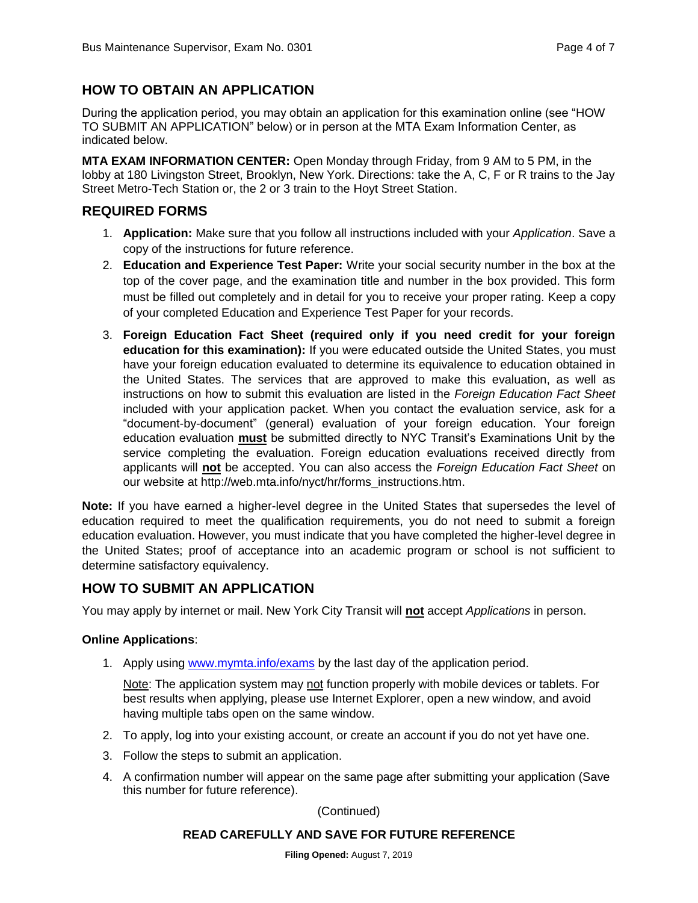## HOW TO OBTAIN AN APPLICATION

During the application period, you may obtain an application for this examination online (see "HOW TO SUBMIT AN APPLICATION" below) or in person at the MTA Exam Information Center, as indicated below.

**MTA EXAM INFORMATION CENTER:** Open Monday through Friday, from 9 AM to 5 PM, in the lobby at 180 Livingston Street, Brooklyn, New York. Directions: take the A, C, F or R trains to the Jay Street Metro-Tech Station or, the 2 or 3 train to the Hoyt Street Station.

## REQUIRED FORMS

1. **Application:** Make sure that you follow all instructions included with your *Application*. Save a copy of the instructions for future reference.
2. **Education and Experience Test Paper:** Write your social security number in the box at the top of the cover page, and the examination title and number in the box provided. This form must be filled out completely and in detail for you to receive your proper rating. Keep a copy of your completed Education and Experience Test Paper for your records.
3. **Foreign Education Fact Sheet (required only if you need credit for your foreign education for this examination):** If you were educated outside the United States, you must have your foreign education evaluated to determine its equivalence to education obtained in the United States. The services that are approved to make this evaluation, as well as instructions on how to submit this evaluation are listed in the *Foreign Education Fact Sheet* included with your application packet. When you contact the evaluation service, ask for a "document-by-document" (general) evaluation of your foreign education. Your foreign education evaluation **must** be submitted directly to NYC Transit's Examinations Unit by the service completing the evaluation. Foreign education evaluations received directly from applicants will **not** be accepted. You can also access the *Foreign Education Fact Sheet* on our website at http://web.mta.info/nyct/hr/forms_instructions.htm.

**Note:** If you have earned a higher-level degree in the United States that supersedes the level of education required to meet the qualification requirements, you do not need to submit a foreign education evaluation. However, you must indicate that you have completed the higher-level degree in the United States; proof of acceptance into an academic program or school is not sufficient to determine satisfactory equivalency.

## HOW TO SUBMIT AN APPLICATION

You may apply by internet or mail. New York City Transit will **not** accept *Applications* in person.

**Online Applications**:

1. Apply using www.mymta.info/exams by the last day of the application period.

   Note: The application system may not function properly with mobile devices or tablets. For best results when applying, please use Internet Explorer, open a new window, and avoid having multiple tabs open on the same window.

2. To apply, log into your existing account, or create an account if you do not yet have one.
3. Follow the steps to submit an application.
4. A confirmation number will appear on the same page after submitting your application (Save this number for future reference).

(Continued)

**READ CAREFULLY AND SAVE FOR FUTURE REFERENCE**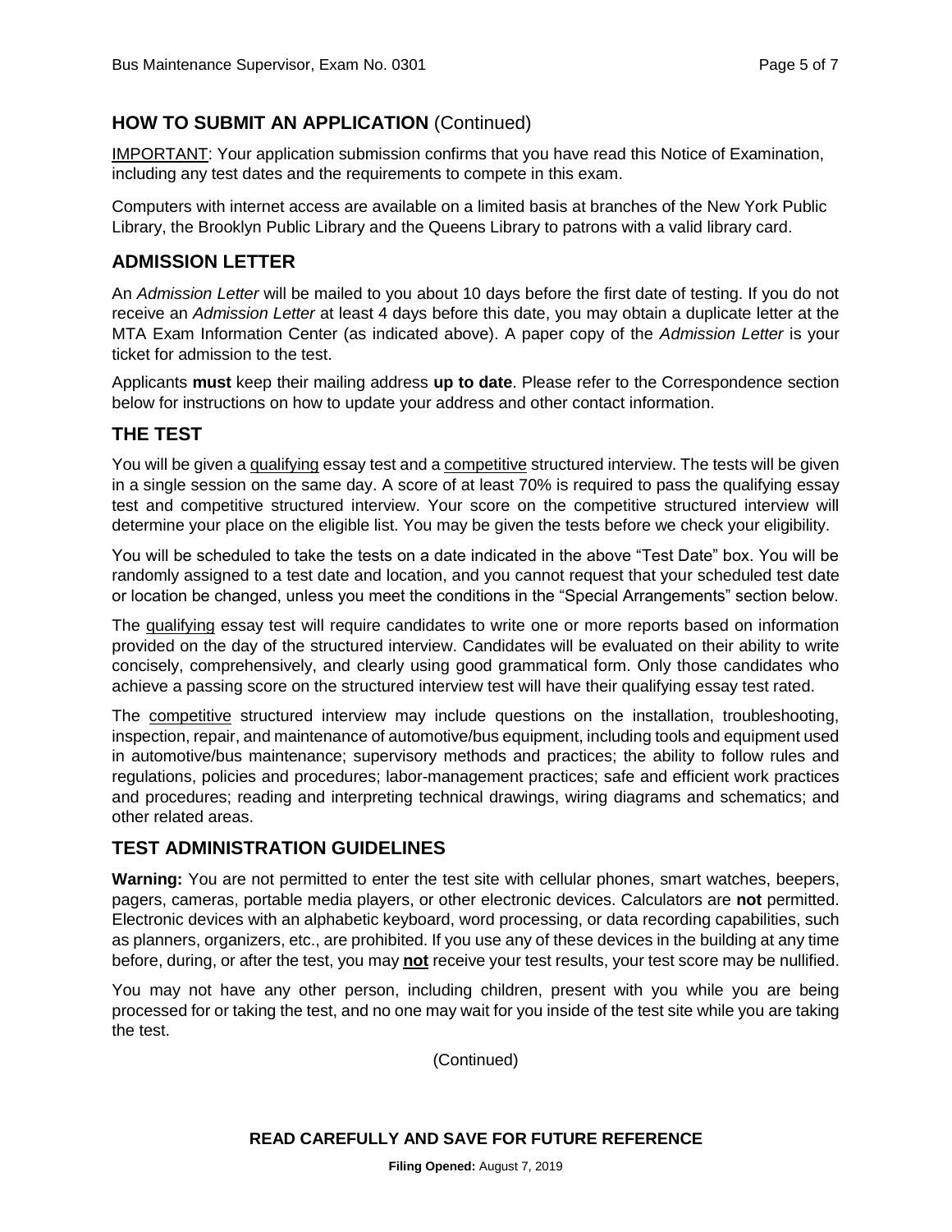## HOW TO SUBMIT AN APPLICATION (Continued)

IMPORTANT: Your application submission confirms that you have read this Notice of Examination, including any test dates and the requirements to compete in this exam.

Computers with internet access are available on a limited basis at branches of the New York Public Library, the Brooklyn Public Library and the Queens Library to patrons with a valid library card.

## ADMISSION LETTER

An *Admission Letter* will be mailed to you about 10 days before the first date of testing. If you do not receive an *Admission Letter* at least 4 days before this date, you may obtain a duplicate letter at the MTA Exam Information Center (as indicated above). A paper copy of the *Admission Letter* is your ticket for admission to the test.

Applicants **must** keep their mailing address **up to date**. Please refer to the Correspondence section below for instructions on how to update your address and other contact information.

## THE TEST

You will be given a qualifying essay test and a competitive structured interview. The tests will be given in a single session on the same day. A score of at least 70% is required to pass the qualifying essay test and competitive structured interview. Your score on the competitive structured interview will determine your place on the eligible list. You may be given the tests before we check your eligibility.

You will be scheduled to take the tests on a date indicated in the above "Test Date" box. You will be randomly assigned to a test date and location, and you cannot request that your scheduled test date or location be changed, unless you meet the conditions in the "Special Arrangements" section below.

The qualifying essay test will require candidates to write one or more reports based on information provided on the day of the structured interview. Candidates will be evaluated on their ability to write concisely, comprehensively, and clearly using good grammatical form. Only those candidates who achieve a passing score on the structured interview test will have their qualifying essay test rated.

The competitive structured interview may include questions on the installation, troubleshooting, inspection, repair, and maintenance of automotive/bus equipment, including tools and equipment used in automotive/bus maintenance; supervisory methods and practices; the ability to follow rules and regulations, policies and procedures; labor-management practices; safe and efficient work practices and procedures; reading and interpreting technical drawings, wiring diagrams and schematics; and other related areas.

## TEST ADMINISTRATION GUIDELINES

**Warning:** You are not permitted to enter the test site with cellular phones, smart watches, beepers, pagers, cameras, portable media players, or other electronic devices. Calculators are **not** permitted. Electronic devices with an alphabetic keyboard, word processing, or data recording capabilities, such as planners, organizers, etc., are prohibited. If you use any of these devices in the building at any time before, during, or after the test, you may **not** receive your test results, your test score may be nullified.

You may not have any other person, including children, present with you while you are being processed for or taking the test, and no one may wait for you inside of the test site while you are taking the test.

(Continued)

**READ CAREFULLY AND SAVE FOR FUTURE REFERENCE**

**Filing Opened:** August 7, 2019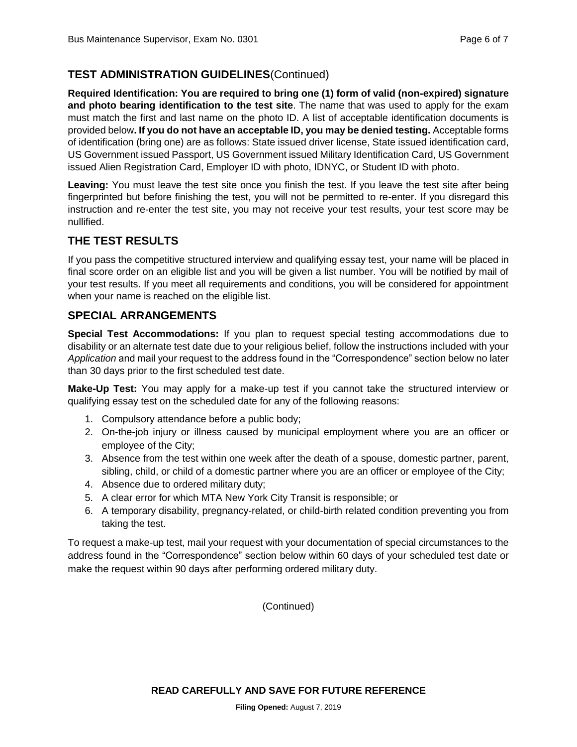## TEST ADMINISTRATION GUIDELINES(Continued)

**Required Identification: You are required to bring one (1) form of valid (non-expired) signature and photo bearing identification to the test site**. The name that was used to apply for the exam must match the first and last name on the photo ID. A list of acceptable identification documents is provided below**. If you do not have an acceptable ID, you may be denied testing.** Acceptable forms of identification (bring one) are as follows: State issued driver license, State issued identification card, US Government issued Passport, US Government issued Military Identification Card, US Government issued Alien Registration Card, Employer ID with photo, IDNYC, or Student ID with photo.

**Leaving:** You must leave the test site once you finish the test. If you leave the test site after being fingerprinted but before finishing the test, you will not be permitted to re-enter. If you disregard this instruction and re-enter the test site, you may not receive your test results, your test score may be nullified.

## THE TEST RESULTS

If you pass the competitive structured interview and qualifying essay test, your name will be placed in final score order on an eligible list and you will be given a list number. You will be notified by mail of your test results. If you meet all requirements and conditions, you will be considered for appointment when your name is reached on the eligible list.

## SPECIAL ARRANGEMENTS

**Special Test Accommodations:** If you plan to request special testing accommodations due to disability or an alternate test date due to your religious belief, follow the instructions included with your *Application* and mail your request to the address found in the "Correspondence" section below no later than 30 days prior to the first scheduled test date.

**Make-Up Test:** You may apply for a make-up test if you cannot take the structured interview or qualifying essay test on the scheduled date for any of the following reasons:

1. Compulsory attendance before a public body;
2. On-the-job injury or illness caused by municipal employment where you are an officer or employee of the City;
3. Absence from the test within one week after the death of a spouse, domestic partner, parent, sibling, child, or child of a domestic partner where you are an officer or employee of the City;
4. Absence due to ordered military duty;
5. A clear error for which MTA New York City Transit is responsible; or
6. A temporary disability, pregnancy-related, or child-birth related condition preventing you from taking the test.

To request a make-up test, mail your request with your documentation of special circumstances to the address found in the "Correspondence" section below within 60 days of your scheduled test date or make the request within 90 days after performing ordered military duty.

(Continued)

**READ CAREFULLY AND SAVE FOR FUTURE REFERENCE**

**Filing Opened:** August 7, 2019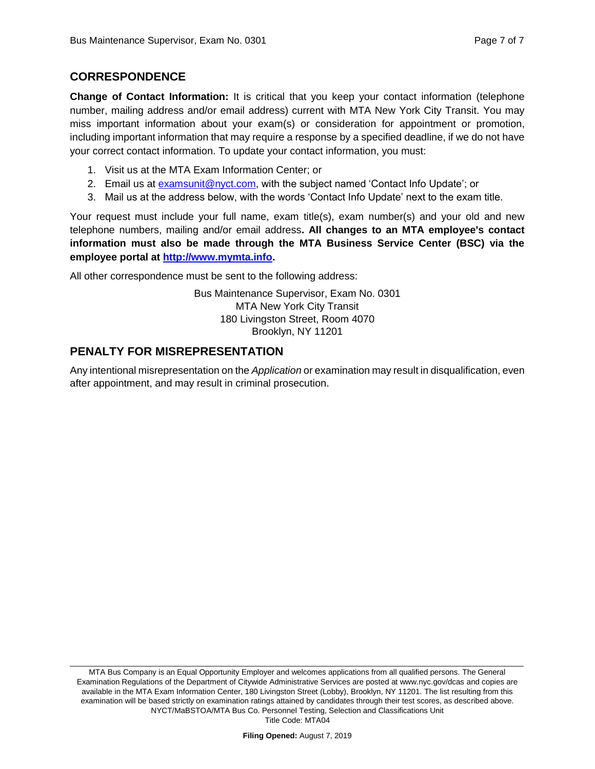## CORRESPONDENCE

**Change of Contact Information:** It is critical that you keep your contact information (telephone number, mailing address and/or email address) current with MTA New York City Transit. You may miss important information about your exam(s) or consideration for appointment or promotion, including important information that may require a response by a specified deadline, if we do not have your correct contact information. To update your contact information, you must:

1. Visit us at the MTA Exam Information Center; or
2. Email us at examsunit@nyct.com, with the subject named 'Contact Info Update'; or
3. Mail us at the address below, with the words 'Contact Info Update' next to the exam title.

Your request must include your full name, exam title(s), exam number(s) and your old and new telephone numbers, mailing and/or email address**. All changes to an MTA employee's contact information must also be made through the MTA Business Service Center (BSC) via the employee portal at http://www.mymta.info.**

All other correspondence must be sent to the following address:

Bus Maintenance Supervisor, Exam No. 0301
MTA New York City Transit
180 Livingston Street, Room 4070
Brooklyn, NY 11201

## PENALTY FOR MISREPRESENTATION

Any intentional misrepresentation on the *Application* or examination may result in disqualification, even after appointment, and may result in criminal prosecution.

MTA Bus Company is an Equal Opportunity Employer and welcomes applications from all qualified persons. The General Examination Regulations of the Department of Citywide Administrative Services are posted at www.nyc.gov/dcas and copies are available in the MTA Exam Information Center, 180 Livingston Street (Lobby), Brooklyn, NY 11201. The list resulting from this examination will be based strictly on examination ratings attained by candidates through their test scores, as described above.
NYCT/MaBSTOA/MTA Bus Co. Personnel Testing, Selection and Classifications Unit
Title Code: MTA04

**Filing Opened:** August 7, 2019